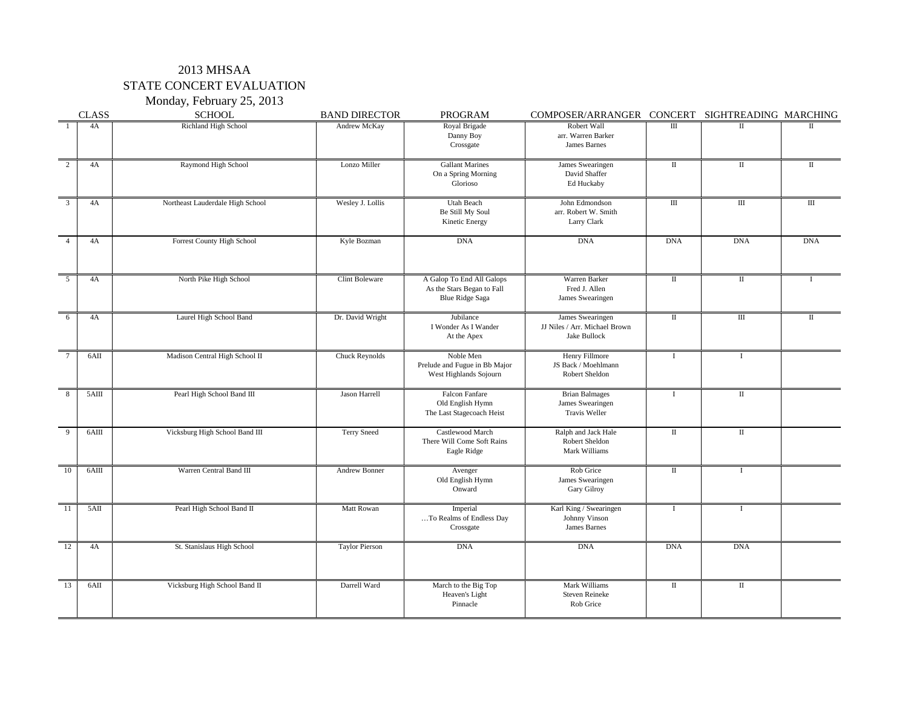# 2013 MHSAA
## STATE CONCERT EVALUATION
### Monday, February 25, 2013

| | CLASS | SCHOOL | BAND DIRECTOR | PROGRAM | COMPOSER/ARRANGER | CONCERT | SIGHTREADING | MARCHING |
|---|---|---|---|---|---|---|---|---|
| 1 | 4A | Richland High School | Andrew McKay | Royal Brigade<br>Danny Boy<br>Crossgate | Robert Wall<br>arr. Warren Barker<br>James Barnes | III | II | II |
| 2 | 4A | Raymond High School | Lonzo Miller | Gallant Marines<br>On a Spring Morning<br>Glorioso | James Swearingen<br>David Shaffer<br>Ed Huckaby | II | II | II |
| 3 | 4A | Northeast Lauderdale High School | Wesley J. Lollis | Utah Beach<br>Be Still My Soul<br>Kinetic Energy | John Edmondson<br>arr. Robert W. Smith<br>Larry Clark | III | III | III |
| 4 | 4A | Forrest County High School | Kyle Bozman | DNA | DNA | DNA | DNA | DNA |
| 5 | 4A | North Pike High School | Clint Boleware | A Galop To End All Galops<br>As the Stars Began to Fall<br>Blue Ridge Saga | Warren Barker<br>Fred J. Allen<br>James Swearingen | II | II | I |
| 6 | 4A | Laurel High School Band | Dr. David Wright | Jubilance<br>I Wonder As I Wander<br>At the Apex | James Swearingen<br>JJ Niles / Arr. Michael Brown<br>Jake Bullock | II | III | II |
| 7 | 6AII | Madison Central High School II | Chuck Reynolds | Noble Men<br>Prelude and Fugue in Bb Major<br>West Highlands Sojourn | Henry Fillmore<br>JS Back / Moehlmann<br>Robert Sheldon | I | I | |
| 8 | 5AIII | Pearl High School Band III | Jason Harrell | Falcon Fanfare<br>Old English Hymn<br>The Last Stagecoach Heist | Brian Balmages<br>James Swearingen<br>Travis Weller | I | II | |
| 9 | 6AIII | Vicksburg High School Band III | Terry Sneed | Castlewood March<br>There Will Come Soft Rains<br>Eagle Ridge | Ralph and Jack Hale<br>Robert Sheldon<br>Mark Williams | II | II | |
| 10 | 6AIII | Warren Central Band III | Andrew Bonner | Avenger<br>Old English Hymn<br>Onward | Rob Grice<br>James Swearingen<br>Gary Gilroy | II | I | |
| 11 | 5AII | Pearl High School Band II | Matt Rowan | Imperial<br>…To Realms of Endless Day<br>Crossgate | Karl King / Swearingen<br>Johnny Vinson<br>James Barnes | I | I | |
| 12 | 4A | St. Stanislaus High School | Taylor Pierson | DNA | DNA | DNA | DNA | |
| 13 | 6AII | Vicksburg High School Band II | Darrell Ward | March to the Big Top<br>Heaven's Light<br>Pinnacle | Mark Williams<br>Steven Reineke<br>Rob Grice | II | II | |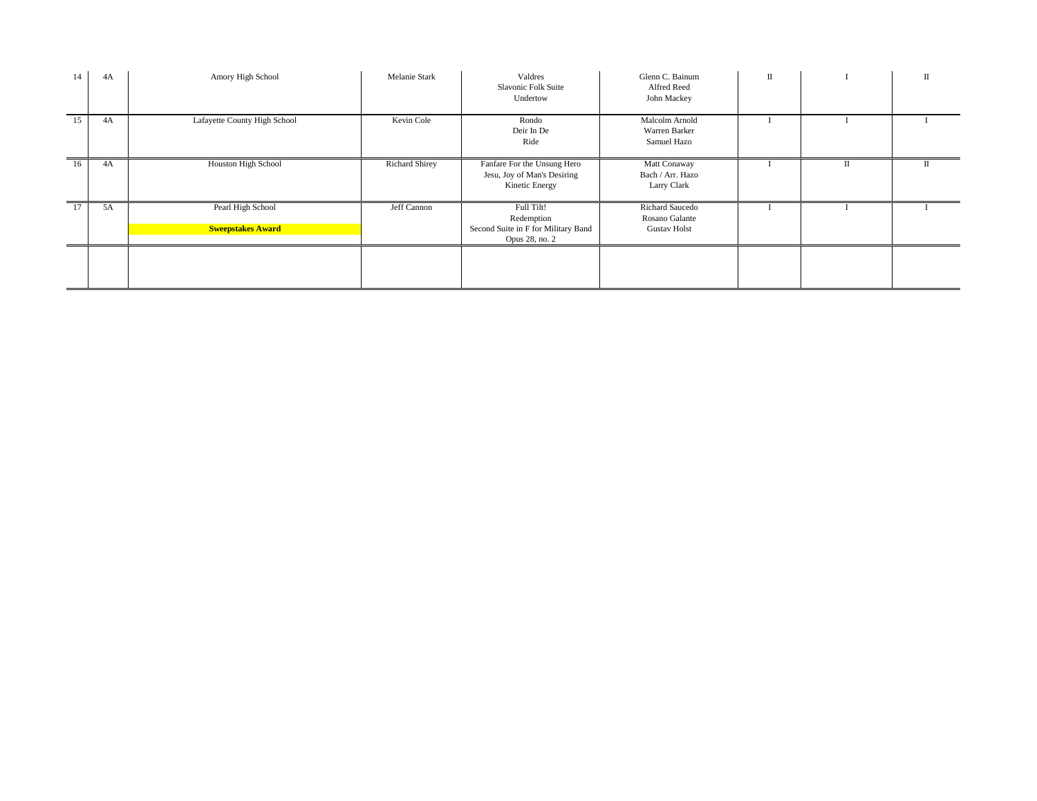| | | | | | | | | |
|---|---|---|---|---|---|---|---|---|
| 14 | 4A | Amory High School | Melanie Stark | Valdres<br>Slavonic Folk Suite<br>Undertow | Glenn C. Bainum<br>Alfred Reed<br>John Mackey | II | I | II |
| 15 | 4A | Lafayette County High School | Kevin Cole | Rondo<br>Deir In De<br>Ride | Malcolm Arnold<br>Warren Barker<br>Samuel Hazo | I | I | I |
| 16 | 4A | Houston High School | Richard Shirey | Fanfare For the Unsung Hero<br>Jesu, Joy of Man's Desiring<br>Kinetic Energy | Matt Conaway<br>Bach / Arr. Hazo<br>Larry Clark | I | II | II |
| 17 | 5A | Pearl High School<br>**Sweepstakes Award** | Jeff Cannon | Full Tilt!<br>Redemption<br>Second Suite in F for Military Band Opus 28, no. 2 | Richard Saucedo<br>Rosano Galante<br>Gustav Holst | I | I | I |
| | | | | | | | | |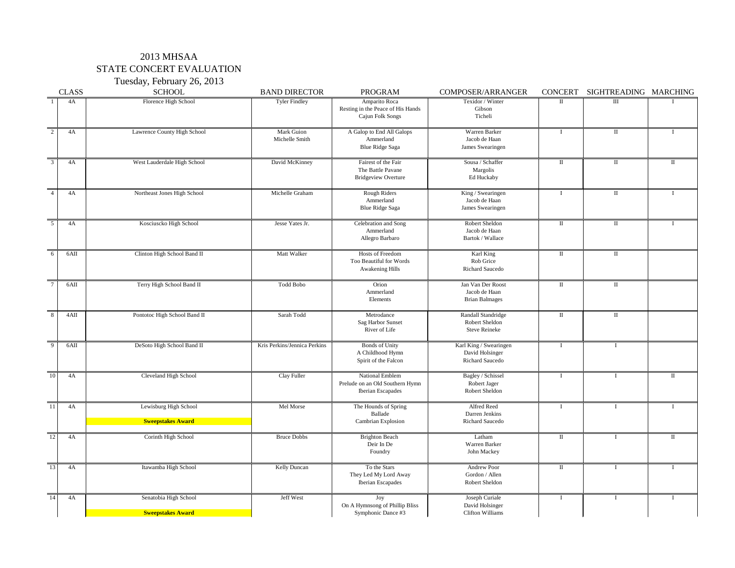# 2013 MHSAA

## STATE CONCERT EVALUATION

### Tuesday, February 26, 2013

| | CLASS | SCHOOL | BAND DIRECTOR | PROGRAM | COMPOSER/ARRANGER | CONCERT | SIGHTREADING | MARCHING |
|---|---|---|---|---|---|---|---|---|
| 1 | 4A | Florence High School | Tyler Findley | Amparito Roca<br>Resting in the Peace of His Hands<br>Cajun Folk Songs | Texidor / Winter<br>Gibson<br>Ticheli | II | III | I |
| 2 | 4A | Lawrence County High School | Mark Guion<br>Michelle Smith | A Galop to End All Galops<br>Ammerland<br>Blue Ridge Saga | Warren Barker<br>Jacob de Haan<br>James Swearingen | I | II | I |
| 3 | 4A | West Lauderdale High School | David McKinney | Fairest of the Fair<br>The Battle Pavane<br>Bridgeview Overture | Sousa / Schaffer<br>Margolis<br>Ed Huckaby | II | II | II |
| 4 | 4A | Northeast Jones High School | Michelle Graham | Rough Riders<br>Ammerland<br>Blue Ridge Saga | King / Swearingen<br>Jacob de Haan<br>James Swearingen | I | II | I |
| 5 | 4A | Kosciuscko High School | Jesse Yates Jr. | Celebration and Song<br>Ammerland<br>Allegro Barbaro | Robert Sheldon<br>Jacob de Haan<br>Bartok / Wallace | II | II | I |
| 6 | 6AII | Clinton High School Band II | Matt Walker | Hosts of Freedom<br>Too Beautiful for Words<br>Awakening Hills | Karl King<br>Rob Grice<br>Richard Saucedo | II | II | |
| 7 | 6AII | Terry High School Band II | Todd Bobo | Orion<br>Ammerland<br>Elements | Jan Van Der Roost<br>Jacob de Haan<br>Brian Balmages | II | II | |
| 8 | 4AII | Pontotoc High School Band II | Sarah Todd | Metrodance<br>Sag Harbor Sunset<br>River of Life | Randall Standridge<br>Robert Sheldon<br>Steve Reineke | II | II | |
| 9 | 6AII | DeSoto High School Band II | Kris Perkins/Jennica Perkins | Bonds of Unity<br>A Childhood Hymn<br>Spirit of the Falcon | Karl King / Swearingen<br>David Holsinger<br>Richard Saucedo | I | I | |
| 10 | 4A | Cleveland High School | Clay Fuller | National Emblem<br>Prelude on an Old Southern Hymn<br>Iberian Escapades | Bagley / Schissel<br>Robert Jager<br>Robert Sheldon | I | I | II |
| 11 | 4A | Lewisburg High School<br>**Sweepstakes Award** | Mel Morse | The Hounds of Spring<br>Ballade<br>Cambrian Explosion | Alfred Reed<br>Darren Jenkins<br>Richard Saucedo | I | I | I |
| 12 | 4A | Corinth High School | Bruce Dobbs | Brighton Beach<br>Deir In De<br>Foundry | Latham<br>Warren Barker<br>John Mackey | II | I | II |
| 13 | 4A | Itawamba High School | Kelly Duncan | To the Stars<br>They Led My Lord Away<br>Iberian Escapades | Andrew Poor<br>Gordon / Allen<br>Robert Sheldon | II | I | I |
| 14 | 4A | Senatobia High School<br>**Sweepstakes Award** | Jeff West | Joy<br>On A Hymnsong of Phillip Bliss<br>Symphonic Dance #3 | Joseph Curiale<br>David Holsinger<br>Clifton Williams | I | I | I |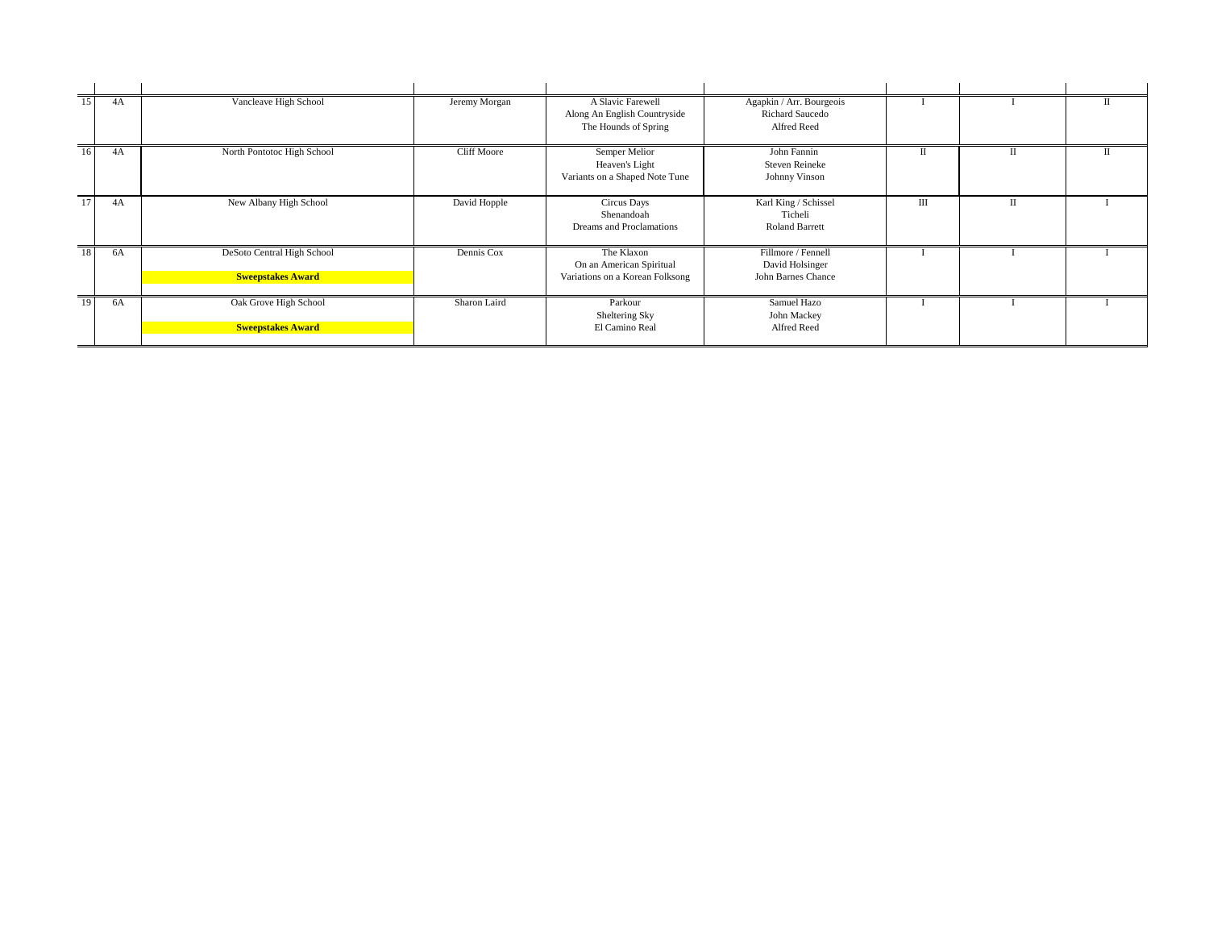| | | | | | | | | |
|---|---|---|---|---|---|---|---|---|
| 15 | 4A | Vancleave High School | Jeremy Morgan | A Slavic Farewell<br>Along An English Countryside<br>The Hounds of Spring | Agapkin / Arr. Bourgeois<br>Richard Saucedo<br>Alfred Reed | I | I | II |
| 16 | 4A | North Pontotoc High School | Cliff Moore | Semper Melior<br>Heaven's Light<br>Variants on a Shaped Note Tune | John Fannin<br>Steven Reineke<br>Johnny Vinson | II | II | II |
| 17 | 4A | New Albany High School | David Hopple | Circus Days<br>Shenandoah<br>Dreams and Proclamations | Karl King / Schissel<br>Ticheli<br>Roland Barrett | III | II | I |
| 18 | 6A | DeSoto Central High School<br>**Sweepstakes Award** | Dennis Cox | The Klaxon<br>On an American Spiritual<br>Variations on a Korean Folksong | Fillmore / Fennell<br>David Holsinger<br>John Barnes Chance | I | I | I |
| 19 | 6A | Oak Grove High School<br>**Sweepstakes Award** | Sharon Laird | Parkour<br>Sheltering Sky<br>El Camino Real | Samuel Hazo<br>John Mackey<br>Alfred Reed | I | I | I |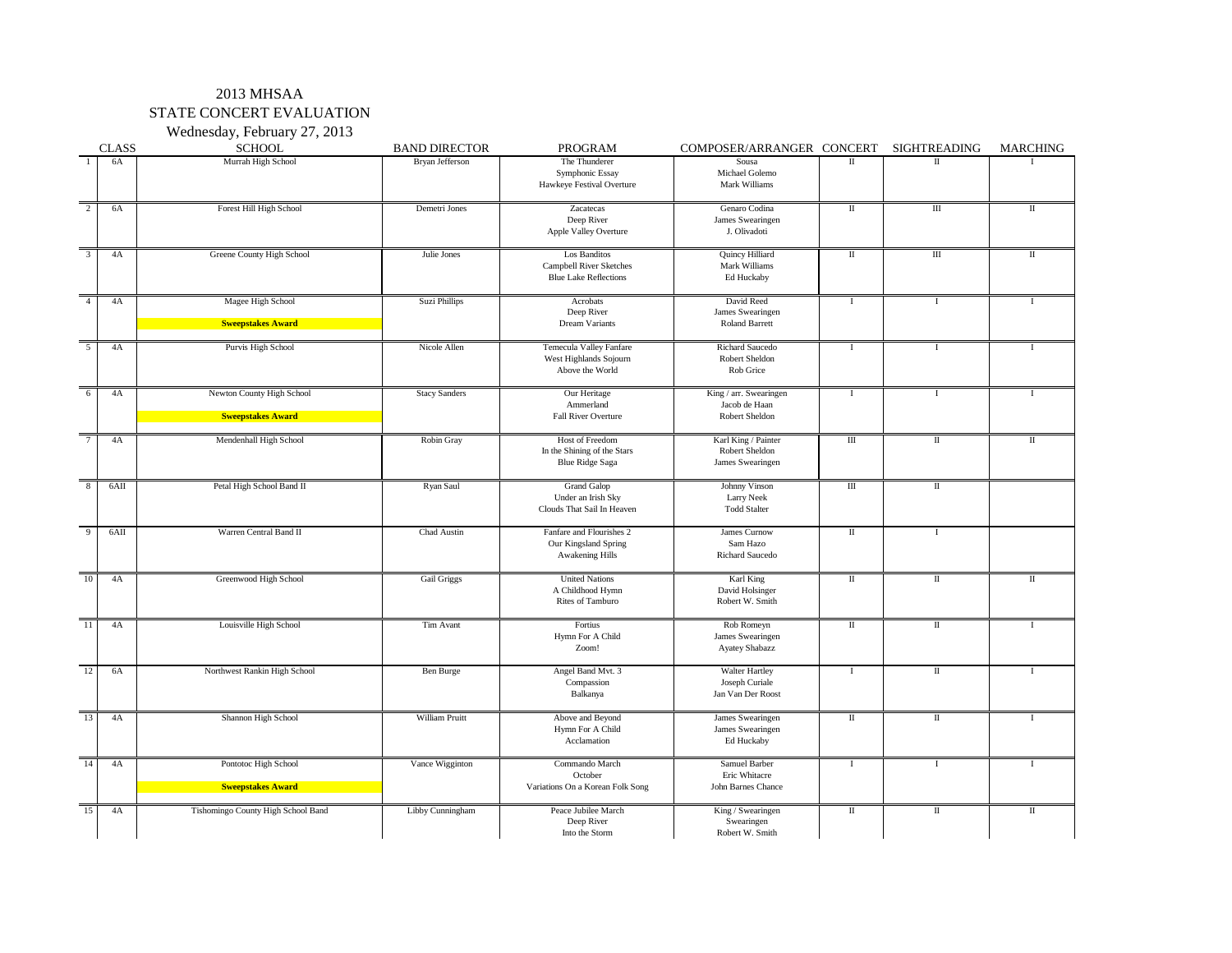# 2013 MHSAA
## STATE CONCERT EVALUATION
### Wednesday, February 27, 2013

| | CLASS | SCHOOL | BAND DIRECTOR | PROGRAM | COMPOSER/ARRANGER | CONCERT | SIGHTREADING | MARCHING |
|---|---|---|---|---|---|---|---|---|
| 1 | 6A | Murrah High School | Bryan Jefferson | The Thunderer<br>Symphonic Essay<br>Hawkeye Festival Overture | Sousa<br>Michael Golemo<br>Mark Williams | II | II | I |
| 2 | 6A | Forest Hill High School | Demetri Jones | Zacatecas<br>Deep River<br>Apple Valley Overture | Genaro Codina<br>James Swearingen<br>J. Olivadoti | II | III | II |
| 3 | 4A | Greene County High School | Julie Jones | Los Banditos<br>Campbell River Sketches<br>Blue Lake Reflections | Quincy Hilliard<br>Mark Williams<br>Ed Huckaby | II | III | II |
| 4 | 4A | Magee High School<br>**Sweepstakes Award** | Suzi Phillips | Acrobats<br>Deep River<br>Dream Variants | David Reed<br>James Swearingen<br>Roland Barrett | I | I | I |
| 5 | 4A | Purvis High School | Nicole Allen | Temecula Valley Fanfare<br>West Highlands Sojourn<br>Above the World | Richard Saucedo<br>Robert Sheldon<br>Rob Grice | I | I | I |
| 6 | 4A | Newton County High School<br>**Sweepstakes Award** | Stacy Sanders | Our Heritage<br>Ammerland<br>Fall River Overture | King / arr. Swearingen<br>Jacob de Haan<br>Robert Sheldon | I | I | I |
| 7 | 4A | Mendenhall High School | Robin Gray | Host of Freedom<br>In the Shining of the Stars<br>Blue Ridge Saga | Karl King / Painter<br>Robert Sheldon<br>James Swearingen | III | II | II |
| 8 | 6AII | Petal High School Band II | Ryan Saul | Grand Galop<br>Under an Irish Sky<br>Clouds That Sail In Heaven | Johnny Vinson<br>Larry Neek<br>Todd Stalter | III | II | |
| 9 | 6AII | Warren Central Band II | Chad Austin | Fanfare and Flourishes 2<br>Our Kingsland Spring<br>Awakening Hills | James Curnow<br>Sam Hazo<br>Richard Saucedo | II | I | |
| 10 | 4A | Greenwood High School | Gail Griggs | United Nations<br>A Childhood Hymn<br>Rites of Tamburo | Karl King<br>David Holsinger<br>Robert W. Smith | II | II | II |
| 11 | 4A | Louisville High School | Tim Avant | Fortius<br>Hymn For A Child<br>Zoom! | Rob Romeyn<br>James Swearingen<br>Ayatey Shabazz | II | II | I |
| 12 | 6A | Northwest Rankin High School | Ben Burge | Angel Band Mvt. 3<br>Compassion<br>Balkanya | Walter Hartley<br>Joseph Curiale<br>Jan Van Der Roost | I | II | I |
| 13 | 4A | Shannon High School | William Pruitt | Above and Beyond<br>Hymn For A Child<br>Acclamation | James Swearingen<br>James Swearingen<br>Ed Huckaby | II | II | I |
| 14 | 4A | Pontotoc High School<br>**Sweepstakes Award** | Vance Wigginton | Commando March<br>October<br>Variations On a Korean Folk Song | Samuel Barber<br>Eric Whitacre<br>John Barnes Chance | I | I | I |
| 15 | 4A | Tishomingo County High School Band | Libby Cunningham | Peace Jubilee March<br>Deep River<br>Into the Storm | King / Swearingen<br>Swearingen<br>Robert W. Smith | II | II | II |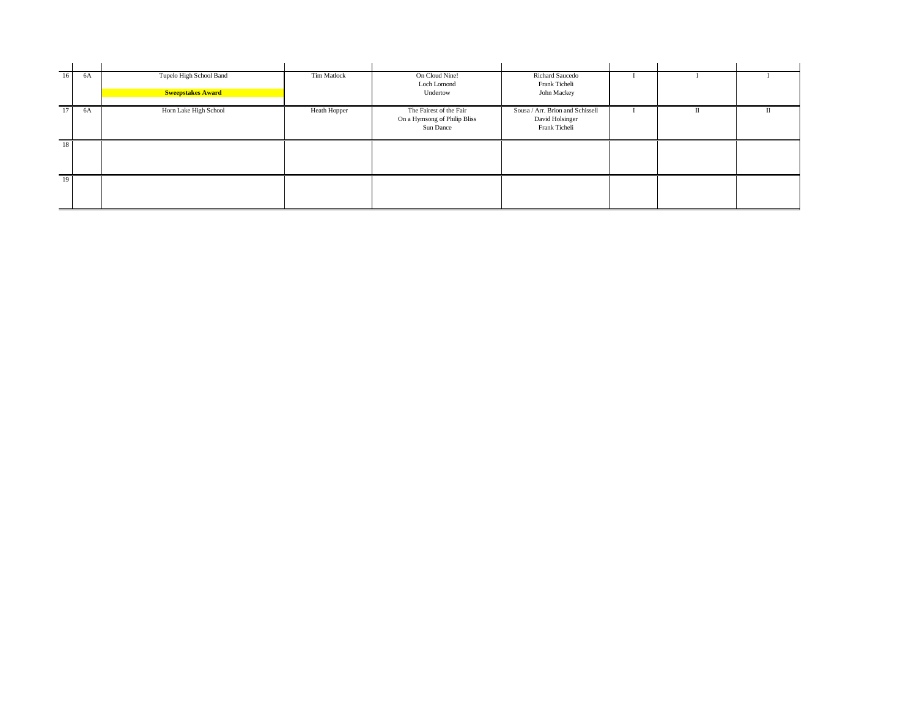| | | | | | | | | |
|---|---|---|---|---|---|---|---|---|
| 16 | 6A | Tupelo High School Band<br>**Sweepstakes Award** | Tim Matlock | On Cloud Nine!<br>Loch Lomond<br>Undertow | Richard Saucedo<br>Frank Ticheli<br>John Mackey | I | I | I |
| 17 | 6A | Horn Lake High School | Heath Hopper | The Fairest of the Fair<br>On a Hymsong of Philip Bliss<br>Sun Dance | Sousa / Arr. Brion and Schissell<br>David Holsinger<br>Frank Ticheli | I | II | II |
| 18 | | | | | | | | |
| 19 | | | | | | | | |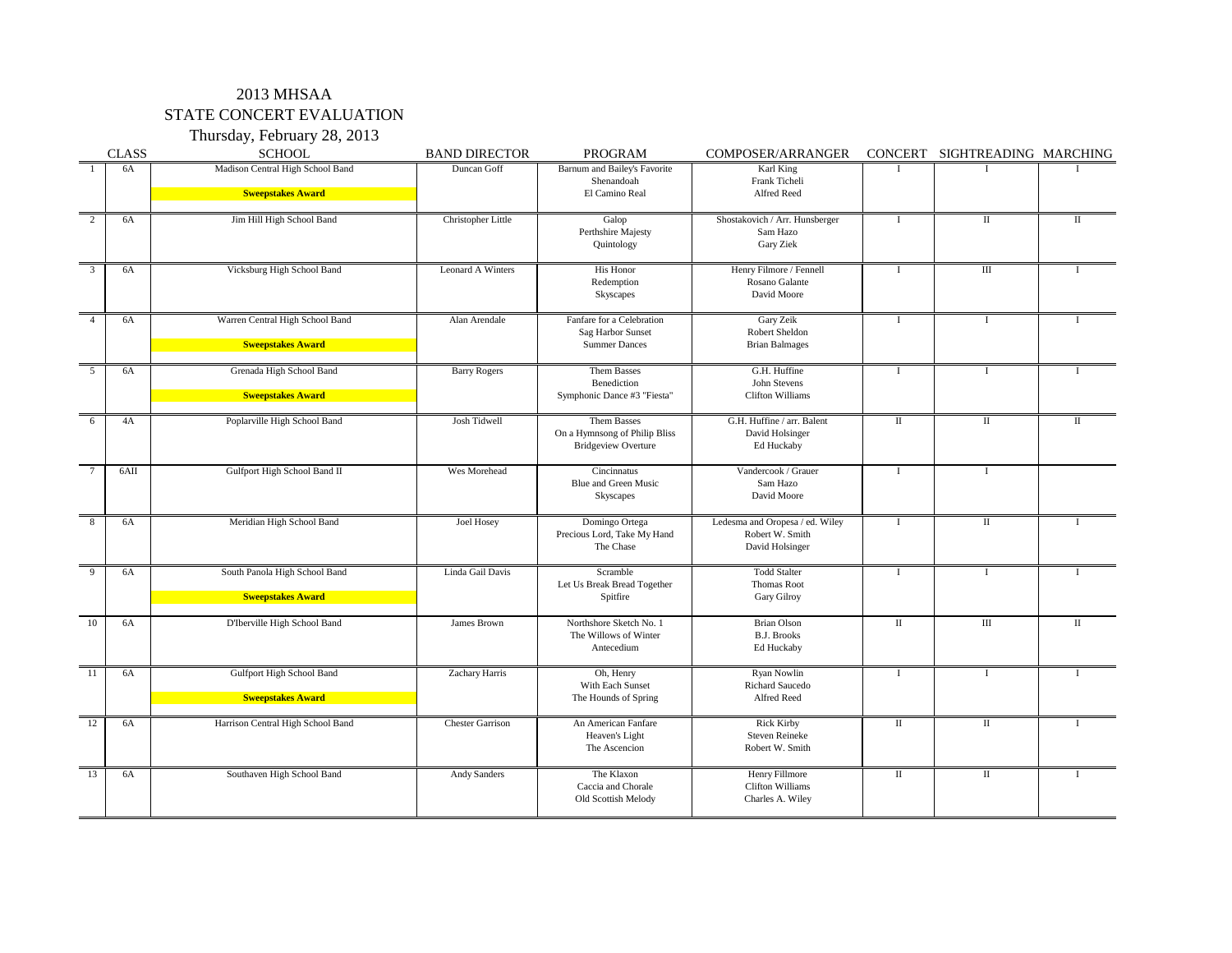# 2013 MHSAA
## STATE CONCERT EVALUATION
### Thursday, February 28, 2013

| | CLASS | SCHOOL | BAND DIRECTOR | PROGRAM | COMPOSER/ARRANGER | CONCERT | SIGHTREADING | MARCHING |
|---|---|---|---|---|---|---|---|---|
| 1 | 6A | Madison Central High School Band<br>**Sweepstakes Award** | Duncan Goff | Barnum and Bailey's Favorite<br>Shenandoah<br>El Camino Real | Karl King<br>Frank Ticheli<br>Alfred Reed | I | I | I |
| 2 | 6A | Jim Hill High School Band | Christopher Little | Galop<br>Perthshire Majesty<br>Quintology | Shostakovich / Arr. Hunsberger<br>Sam Hazo<br>Gary Ziek | I | II | II |
| 3 | 6A | Vicksburg High School Band | Leonard A Winters | His Honor<br>Redemption<br>Skyscapes | Henry Filmore / Fennell<br>Rosano Galante<br>David Moore | I | III | I |
| 4 | 6A | Warren Central High School Band<br>**Sweepstakes Award** | Alan Arendale | Fanfare for a Celebration<br>Sag Harbor Sunset<br>Summer Dances | Gary Zeik<br>Robert Sheldon<br>Brian Balmages | I | I | I |
| 5 | 6A | Grenada High School Band<br>**Sweepstakes Award** | Barry Rogers | Them Basses<br>Benediction<br>Symphonic Dance #3 "Fiesta" | G.H. Huffine<br>John Stevens<br>Clifton Williams | I | I | I |
| 6 | 4A | Poplarville High School Band | Josh Tidwell | Them Basses<br>On a Hymnsong of Philip Bliss<br>Bridgeview Overture | G.H. Huffine / arr. Balent<br>David Holsinger<br>Ed Huckaby | II | II | II |
| 7 | 6AII | Gulfport High School Band II | Wes Morehead | Cincinnatus<br>Blue and Green Music<br>Skyscapes | Vandercook / Grauer<br>Sam Hazo<br>David Moore | I | I | |
| 8 | 6A | Meridian High School Band | Joel Hosey | Domingo Ortega<br>Precious Lord, Take My Hand<br>The Chase | Ledesma and Oropesa / ed. Wiley<br>Robert W. Smith<br>David Holsinger | I | II | I |
| 9 | 6A | South Panola High School Band<br>**Sweepstakes Award** | Linda Gail Davis | Scramble<br>Let Us Break Bread Together<br>Spitfire | Todd Stalter<br>Thomas Root<br>Gary Gilroy | I | I | I |
| 10 | 6A | D'Iberville High School Band | James Brown | Northshore Sketch No. 1<br>The Willows of Winter<br>Antecedium | Brian Olson<br>B.J. Brooks<br>Ed Huckaby | II | III | II |
| 11 | 6A | Gulfport High School Band<br>**Sweepstakes Award** | Zachary Harris | Oh, Henry<br>With Each Sunset<br>The Hounds of Spring | Ryan Nowlin<br>Richard Saucedo<br>Alfred Reed | I | I | I |
| 12 | 6A | Harrison Central High School Band | Chester Garrison | An American Fanfare<br>Heaven's Light<br>The Ascencion | Rick Kirby<br>Steven Reineke<br>Robert W. Smith | II | II | I |
| 13 | 6A | Southaven High School Band | Andy Sanders | The Klaxon<br>Caccia and Chorale<br>Old Scottish Melody | Henry Fillmore<br>Clifton Williams<br>Charles A. Wiley | II | II | I |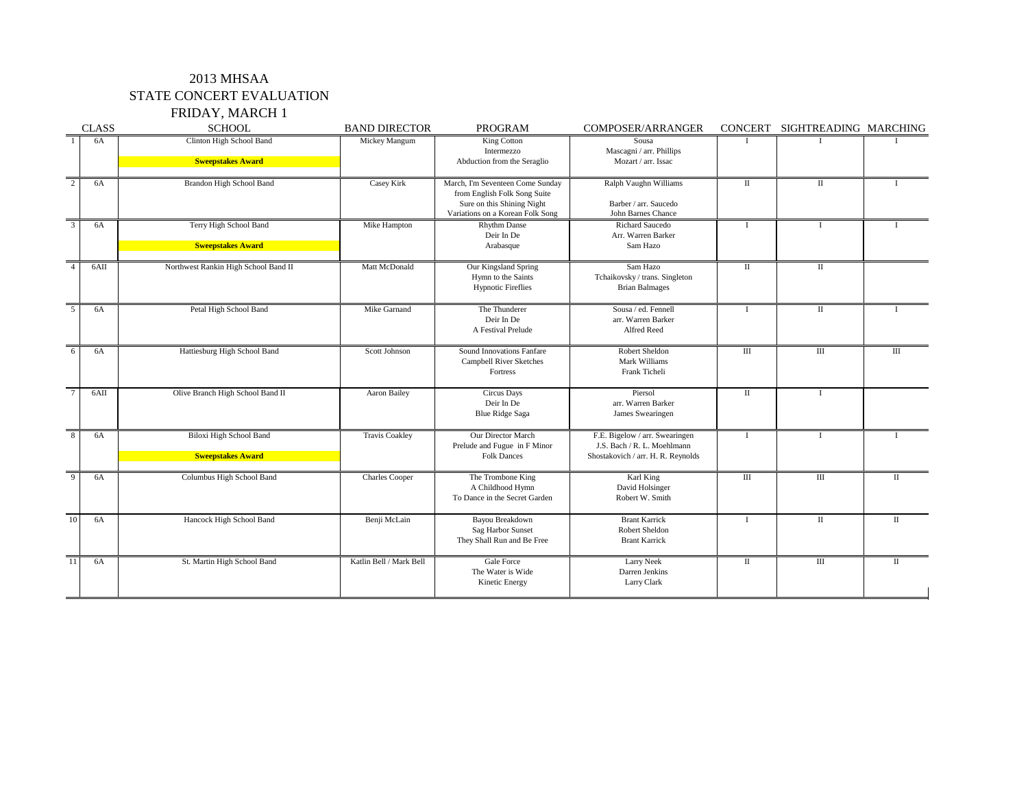# 2013 MHSAA
## STATE CONCERT EVALUATION
### FRIDAY, MARCH 1

| | CLASS | SCHOOL | BAND DIRECTOR | PROGRAM | COMPOSER/ARRANGER | CONCERT | SIGHTREADING | MARCHING |
|---|---|---|---|---|---|---|---|---|
| 1 | 6A | Clinton High School Band<br>**Sweepstakes Award** | Mickey Mangum | King Cotton<br>Intermezzo<br>Abduction from the Seraglio | Sousa<br>Mascagni / arr. Phillips<br>Mozart / arr. Issac | I | I | I |
| 2 | 6A | Brandon High School Band | Casey Kirk | March, I'm Seventeen Come Sunday from English Folk Song Suite<br>Sure on this Shining Night<br>Variations on a Korean Folk Song | Ralph Vaughn Williams<br>Barber / arr. Saucedo<br>John Barnes Chance | II | II | I |
| 3 | 6A | Terry High School Band<br>**Sweepstakes Award** | Mike Hampton | Rhythm Danse<br>Deir In De<br>Arabasque | Richard Saucedo<br>Arr. Warren Barker<br>Sam Hazo | I | I | I |
| 4 | 6AII | Northwest Rankin High School Band II | Matt McDonald | Our Kingsland Spring<br>Hymn to the Saints<br>Hypnotic Fireflies | Sam Hazo<br>Tchaikovsky / trans. Singleton<br>Brian Balmages | II | II | |
| 5 | 6A | Petal High School Band | Mike Garnand | The Thunderer<br>Deir In De<br>A Festival Prelude | Sousa / ed. Fennell<br>arr. Warren Barker<br>Alfred Reed | I | II | I |
| 6 | 6A | Hattiesburg High School Band | Scott Johnson | Sound Innovations Fanfare<br>Campbell River Sketches<br>Fortress | Robert Sheldon<br>Mark Williams<br>Frank Ticheli | III | III | III |
| 7 | 6AII | Olive Branch High School Band II | Aaron Bailey | Circus Days<br>Deir In De<br>Blue Ridge Saga | Piersol<br>arr. Warren Barker<br>James Swearingen | II | I | |
| 8 | 6A | Biloxi High School Band<br>**Sweepstakes Award** | Travis Coakley | Our Director March<br>Prelude and Fugue in F Minor<br>Folk Dances | F.E. Bigelow / arr. Swearingen<br>J.S. Bach / R. L. Moehlmann<br>Shostakovich / arr. H. R. Reynolds | I | I | I |
| 9 | 6A | Columbus High School Band | Charles Cooper | The Trombone King<br>A Childhood Hymn<br>To Dance in the Secret Garden | Karl King<br>David Holsinger<br>Robert W. Smith | III | III | II |
| 10 | 6A | Hancock High School Band | Benji McLain | Bayou Breakdown<br>Sag Harbor Sunset<br>They Shall Run and Be Free | Brant Karrick<br>Robert Sheldon<br>Brant Karrick | I | II | II |
| 11 | 6A | St. Martin High School Band | Katlin Bell / Mark Bell | Gale Force<br>The Water is Wide<br>Kinetic Energy | Larry Neek<br>Darren Jenkins<br>Larry Clark | II | III | II |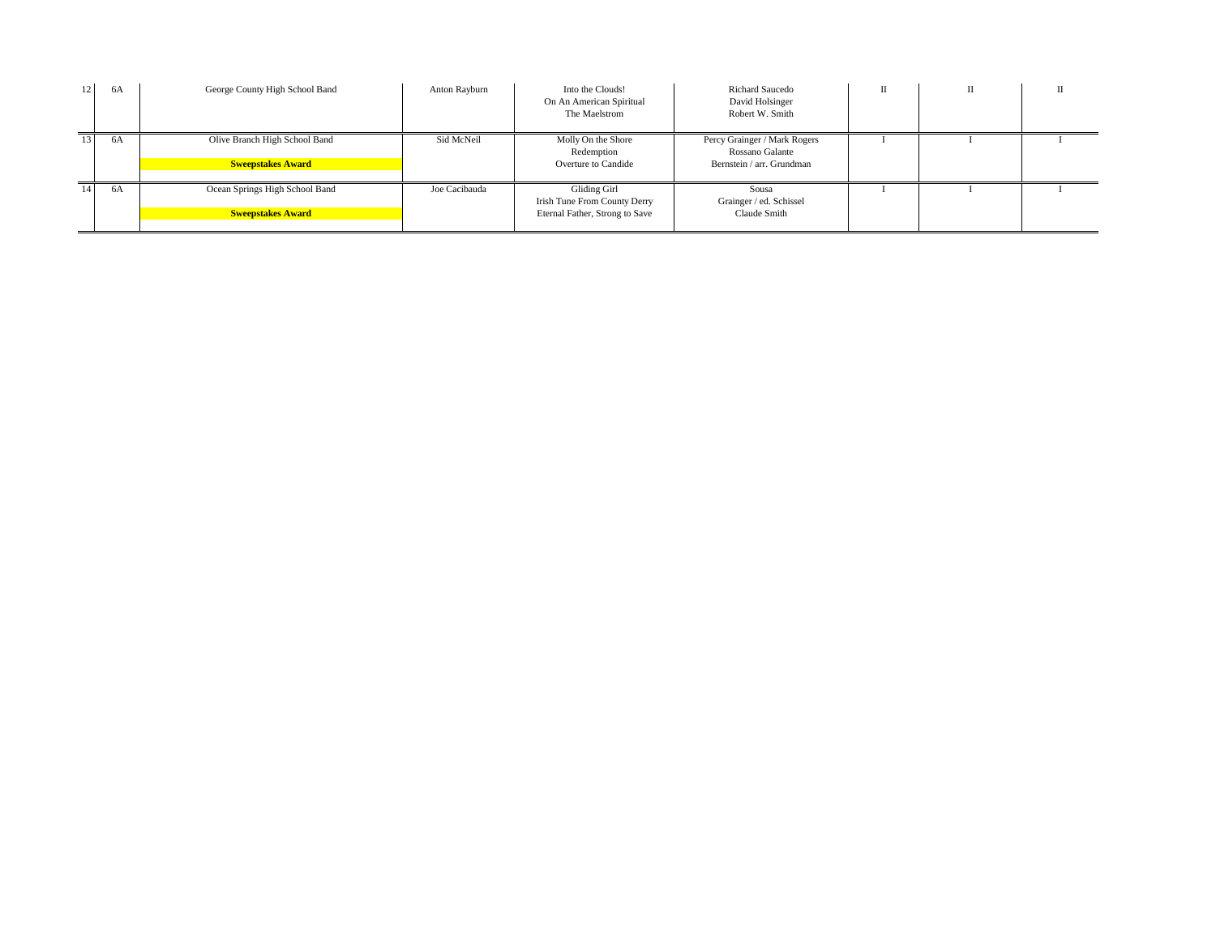| | | | | | | | | |
|---|---|---|---|---|---|---|---|---|
| 12 | 6A | George County High School Band | Anton Rayburn | Into the Clouds!<br>On An American Spiritual<br>The Maelstrom | Richard Saucedo<br>David Holsinger<br>Robert W. Smith | II | II | II |
| 13 | 6A | Olive Branch High School Band<br>**Sweepstakes Award** | Sid McNeil | Molly On the Shore<br>Redemption<br>Overture to Candide | Percy Grainger / Mark Rogers<br>Rossano Galante<br>Bernstein / arr. Grundman | I | I | I |
| 14 | 6A | Ocean Springs High School Band<br>**Sweepstakes Award** | Joe Cacibauda | Gliding Girl<br>Irish Tune From County Derry<br>Eternal Father, Strong to Save | Sousa<br>Grainger / ed. Schissel<br>Claude Smith | I | I | I |